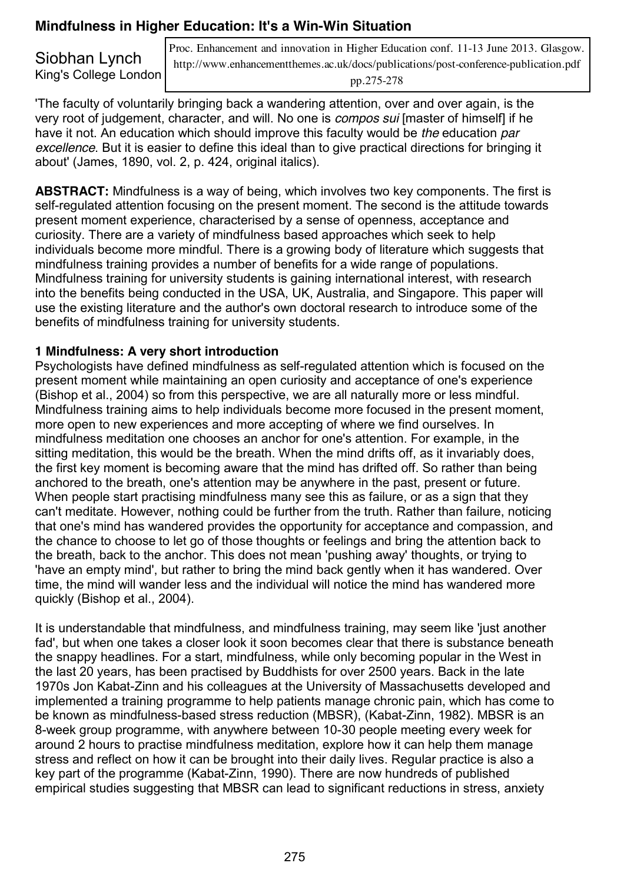# Mindfulness in Higher Education: It's a Win-Win Situation

Siobhan Lynch
King's College London

Proc. Enhancement and innovation in Higher Education conf. 11-13 June 2013. Glasgow. http://www.enhancementthemes.ac.uk/docs/publications/post-conference-publication.pdf pp.275-278

'The faculty of voluntarily bringing back a wandering attention, over and over again, is the very root of judgement, character, and will. No one is *compos sui* [master of himself] if he have it not. An education which should improve this faculty would be *the* education *par excellence*. But it is easier to define this ideal than to give practical directions for bringing it about' (James, 1890, vol. 2, p. 424, original italics).

**ABSTRACT:** Mindfulness is a way of being, which involves two key components. The first is self-regulated attention focusing on the present moment. The second is the attitude towards present moment experience, characterised by a sense of openness, acceptance and curiosity. There are a variety of mindfulness based approaches which seek to help individuals become more mindful. There is a growing body of literature which suggests that mindfulness training provides a number of benefits for a wide range of populations. Mindfulness training for university students is gaining international interest, with research into the benefits being conducted in the USA, UK, Australia, and Singapore. This paper will use the existing literature and the author's own doctoral research to introduce some of the benefits of mindfulness training for university students.

## 1 Mindfulness: A very short introduction

Psychologists have defined mindfulness as self-regulated attention which is focused on the present moment while maintaining an open curiosity and acceptance of one's experience (Bishop et al., 2004) so from this perspective, we are all naturally more or less mindful. Mindfulness training aims to help individuals become more focused in the present moment, more open to new experiences and more accepting of where we find ourselves. In mindfulness meditation one chooses an anchor for one's attention. For example, in the sitting meditation, this would be the breath. When the mind drifts off, as it invariably does, the first key moment is becoming aware that the mind has drifted off. So rather than being anchored to the breath, one's attention may be anywhere in the past, present or future. When people start practising mindfulness many see this as failure, or as a sign that they can't meditate. However, nothing could be further from the truth. Rather than failure, noticing that one's mind has wandered provides the opportunity for acceptance and compassion, and the chance to choose to let go of those thoughts or feelings and bring the attention back to the breath, back to the anchor. This does not mean 'pushing away' thoughts, or trying to 'have an empty mind', but rather to bring the mind back gently when it has wandered. Over time, the mind will wander less and the individual will notice the mind has wandered more quickly (Bishop et al., 2004).

It is understandable that mindfulness, and mindfulness training, may seem like 'just another fad', but when one takes a closer look it soon becomes clear that there is substance beneath the snappy headlines. For a start, mindfulness, while only becoming popular in the West in the last 20 years, has been practised by Buddhists for over 2500 years. Back in the late 1970s Jon Kabat-Zinn and his colleagues at the University of Massachusetts developed and implemented a training programme to help patients manage chronic pain, which has come to be known as mindfulness-based stress reduction (MBSR), (Kabat-Zinn, 1982). MBSR is an 8-week group programme, with anywhere between 10-30 people meeting every week for around 2 hours to practise mindfulness meditation, explore how it can help them manage stress and reflect on how it can be brought into their daily lives. Regular practice is also a key part of the programme (Kabat-Zinn, 1990). There are now hundreds of published empirical studies suggesting that MBSR can lead to significant reductions in stress, anxiety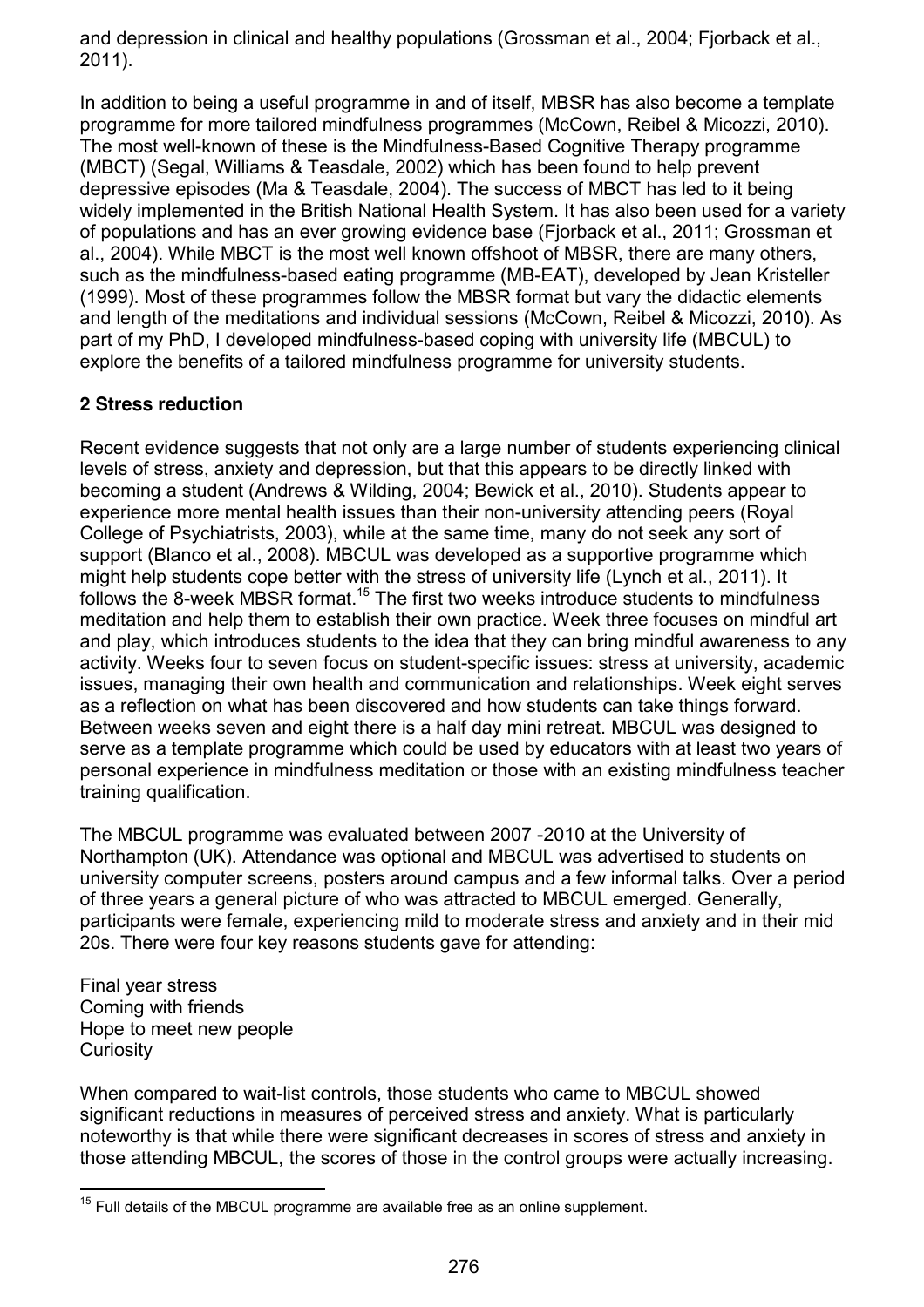and depression in clinical and healthy populations (Grossman et al., 2004; Fjorback et al., 2011).

In addition to being a useful programme in and of itself, MBSR has also become a template programme for more tailored mindfulness programmes (McCown, Reibel & Micozzi, 2010). The most well-known of these is the Mindfulness-Based Cognitive Therapy programme (MBCT) (Segal, Williams & Teasdale, 2002) which has been found to help prevent depressive episodes (Ma & Teasdale, 2004). The success of MBCT has led to it being widely implemented in the British National Health System. It has also been used for a variety of populations and has an ever growing evidence base (Fjorback et al., 2011; Grossman et al., 2004). While MBCT is the most well known offshoot of MBSR, there are many others, such as the mindfulness-based eating programme (MB-EAT), developed by Jean Kristeller (1999). Most of these programmes follow the MBSR format but vary the didactic elements and length of the meditations and individual sessions (McCown, Reibel & Micozzi, 2010). As part of my PhD, I developed mindfulness-based coping with university life (MBCUL) to explore the benefits of a tailored mindfulness programme for university students.

## 2 Stress reduction

Recent evidence suggests that not only are a large number of students experiencing clinical levels of stress, anxiety and depression, but that this appears to be directly linked with becoming a student (Andrews & Wilding, 2004; Bewick et al., 2010). Students appear to experience more mental health issues than their non-university attending peers (Royal College of Psychiatrists, 2003), while at the same time, many do not seek any sort of support (Blanco et al., 2008). MBCUL was developed as a supportive programme which might help students cope better with the stress of university life (Lynch et al., 2011). It follows the 8-week MBSR format.[15] The first two weeks introduce students to mindfulness meditation and help them to establish their own practice. Week three focuses on mindful art and play, which introduces students to the idea that they can bring mindful awareness to any activity. Weeks four to seven focus on student-specific issues: stress at university, academic issues, managing their own health and communication and relationships. Week eight serves as a reflection on what has been discovered and how students can take things forward. Between weeks seven and eight there is a half day mini retreat. MBCUL was designed to serve as a template programme which could be used by educators with at least two years of personal experience in mindfulness meditation or those with an existing mindfulness teacher training qualification.

The MBCUL programme was evaluated between 2007 -2010 at the University of Northampton (UK). Attendance was optional and MBCUL was advertised to students on university computer screens, posters around campus and a few informal talks. Over a period of three years a general picture of who was attracted to MBCUL emerged. Generally, participants were female, experiencing mild to moderate stress and anxiety and in their mid 20s. There were four key reasons students gave for attending:

Final year stress
Coming with friends
Hope to meet new people
Curiosity

When compared to wait-list controls, those students who came to MBCUL showed significant reductions in measures of perceived stress and anxiety. What is particularly noteworthy is that while there were significant decreases in scores of stress and anxiety in those attending MBCUL, the scores of those in the control groups were actually increasing.

[15] Full details of the MBCUL programme are available free as an online supplement.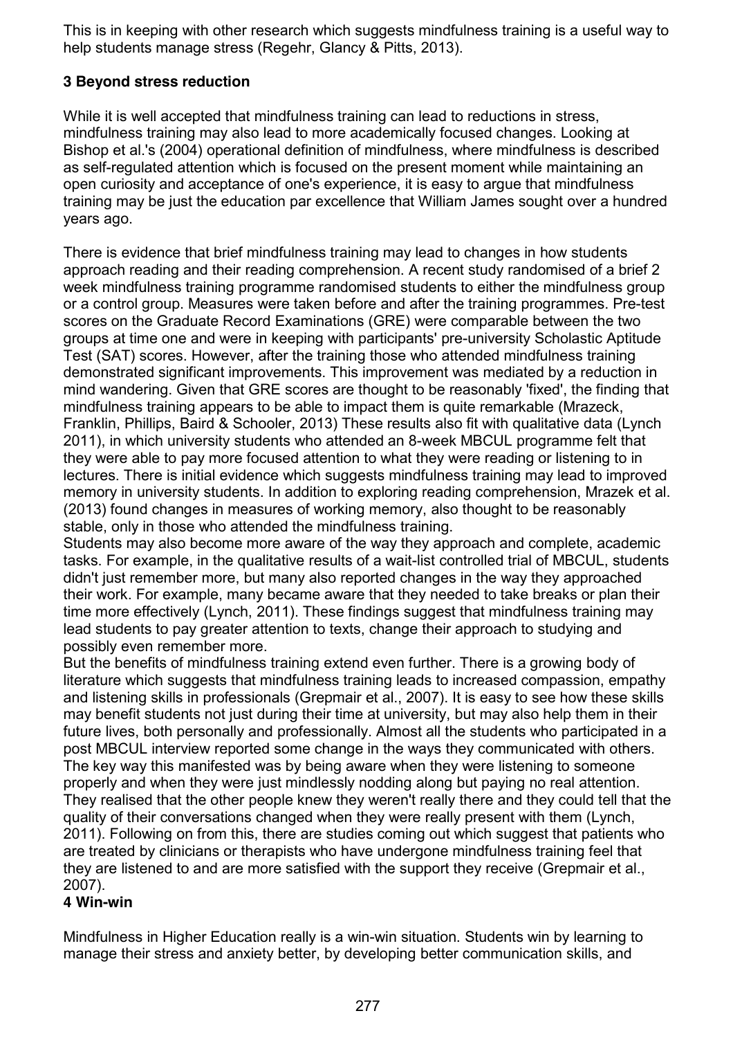This is in keeping with other research which suggests mindfulness training is a useful way to help students manage stress (Regehr, Glancy & Pitts, 2013).

### 3 Beyond stress reduction

While it is well accepted that mindfulness training can lead to reductions in stress, mindfulness training may also lead to more academically focused changes. Looking at Bishop et al.'s (2004) operational definition of mindfulness, where mindfulness is described as self-regulated attention which is focused on the present moment while maintaining an open curiosity and acceptance of one's experience, it is easy to argue that mindfulness training may be just the education par excellence that William James sought over a hundred years ago.

There is evidence that brief mindfulness training may lead to changes in how students approach reading and their reading comprehension. A recent study randomised of a brief 2 week mindfulness training programme randomised students to either the mindfulness group or a control group. Measures were taken before and after the training programmes. Pre-test scores on the Graduate Record Examinations (GRE) were comparable between the two groups at time one and were in keeping with participants' pre-university Scholastic Aptitude Test (SAT) scores. However, after the training those who attended mindfulness training demonstrated significant improvements. This improvement was mediated by a reduction in mind wandering. Given that GRE scores are thought to be reasonably 'fixed', the finding that mindfulness training appears to be able to impact them is quite remarkable (Mrazeck, Franklin, Phillips, Baird & Schooler, 2013) These results also fit with qualitative data (Lynch 2011), in which university students who attended an 8-week MBCUL programme felt that they were able to pay more focused attention to what they were reading or listening to in lectures. There is initial evidence which suggests mindfulness training may lead to improved memory in university students. In addition to exploring reading comprehension, Mrazek et al. (2013) found changes in measures of working memory, also thought to be reasonably stable, only in those who attended the mindfulness training.

Students may also become more aware of the way they approach and complete, academic tasks. For example, in the qualitative results of a wait-list controlled trial of MBCUL, students didn't just remember more, but many also reported changes in the way they approached their work. For example, many became aware that they needed to take breaks or plan their time more effectively (Lynch, 2011). These findings suggest that mindfulness training may lead students to pay greater attention to texts, change their approach to studying and possibly even remember more.

But the benefits of mindfulness training extend even further. There is a growing body of literature which suggests that mindfulness training leads to increased compassion, empathy and listening skills in professionals (Grepmair et al., 2007). It is easy to see how these skills may benefit students not just during their time at university, but may also help them in their future lives, both personally and professionally. Almost all the students who participated in a post MBCUL interview reported some change in the ways they communicated with others. The key way this manifested was by being aware when they were listening to someone properly and when they were just mindlessly nodding along but paying no real attention. They realised that the other people knew they weren't really there and they could tell that the quality of their conversations changed when they were really present with them (Lynch, 2011). Following on from this, there are studies coming out which suggest that patients who are treated by clinicians or therapists who have undergone mindfulness training feel that they are listened to and are more satisfied with the support they receive (Grepmair et al., 2007).

### 4 Win-win

Mindfulness in Higher Education really is a win-win situation. Students win by learning to manage their stress and anxiety better, by developing better communication skills, and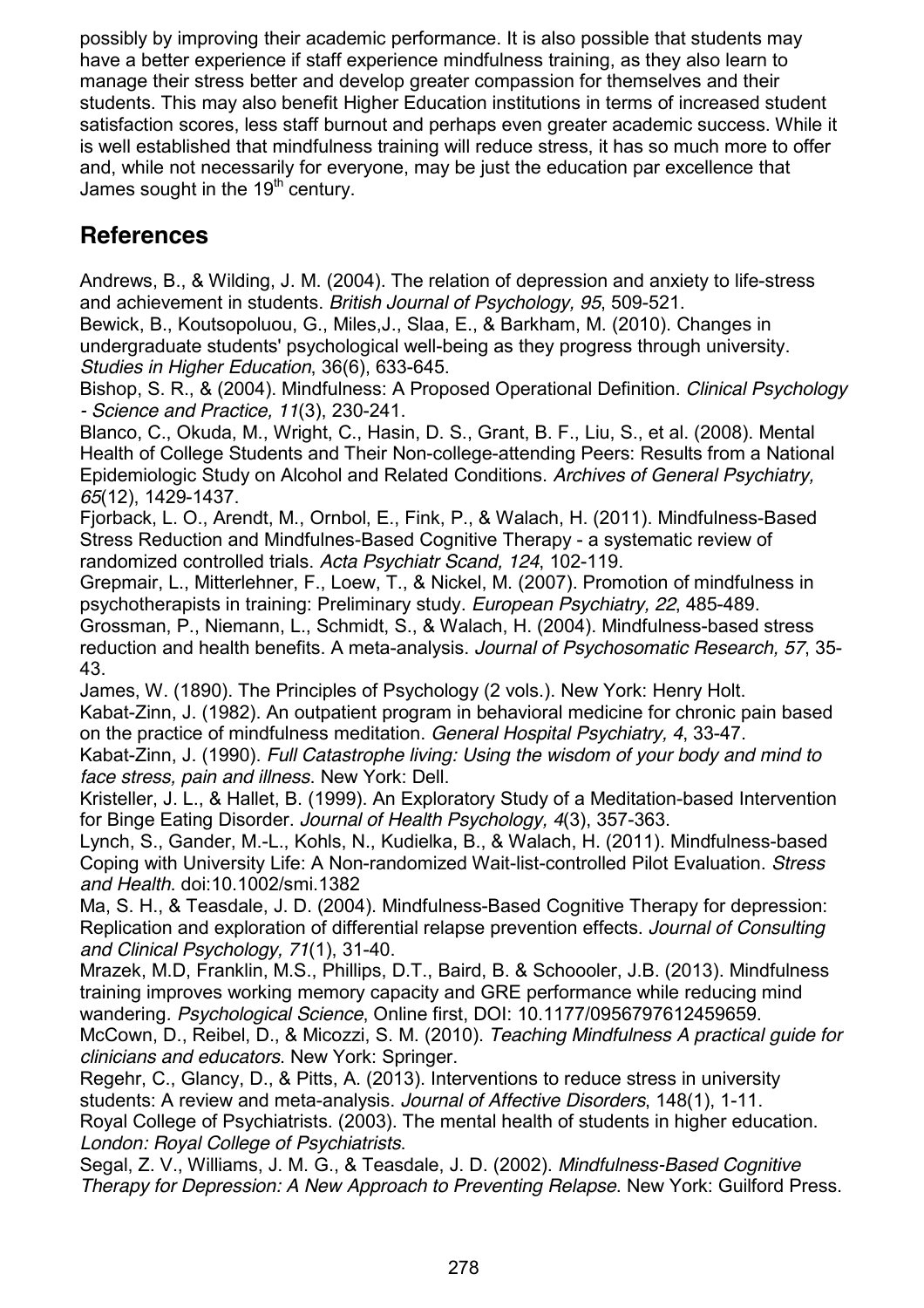possibly by improving their academic performance. It is also possible that students may have a better experience if staff experience mindfulness training, as they also learn to manage their stress better and develop greater compassion for themselves and their students. This may also benefit Higher Education institutions in terms of increased student satisfaction scores, less staff burnout and perhaps even greater academic success. While it is well established that mindfulness training will reduce stress, it has so much more to offer and, while not necessarily for everyone, may be just the education par excellence that James sought in the 19th century.

## References

Andrews, B., & Wilding, J. M. (2004). The relation of depression and anxiety to life-stress and achievement in students. *British Journal of Psychology, 95*, 509-521.

Bewick, B., Koutsopoluou, G., Miles,J., Slaa, E., & Barkham, M. (2010). Changes in undergraduate students' psychological well-being as they progress through university. *Studies in Higher Education*, 36(6), 633-645.

Bishop, S. R., & (2004). Mindfulness: A Proposed Operational Definition. *Clinical Psychology - Science and Practice, 11*(3), 230-241.

Blanco, C., Okuda, M., Wright, C., Hasin, D. S., Grant, B. F., Liu, S., et al. (2008). Mental Health of College Students and Their Non-college-attending Peers: Results from a National Epidemiologic Study on Alcohol and Related Conditions. *Archives of General Psychiatry, 65*(12), 1429-1437.

Fjorback, L. O., Arendt, M., Ornbol, E., Fink, P., & Walach, H. (2011). Mindfulness-Based Stress Reduction and Mindfulnes-Based Cognitive Therapy - a systematic review of randomized controlled trials. *Acta Psychiatr Scand, 124*, 102-119.

Grepmair, L., Mitterlehner, F., Loew, T., & Nickel, M. (2007). Promotion of mindfulness in psychotherapists in training: Preliminary study. *European Psychiatry, 22*, 485-489.

Grossman, P., Niemann, L., Schmidt, S., & Walach, H. (2004). Mindfulness-based stress reduction and health benefits. A meta-analysis. *Journal of Psychosomatic Research, 57*, 35-43.

James, W. (1890). The Principles of Psychology (2 vols.). New York: Henry Holt.

Kabat-Zinn, J. (1982). An outpatient program in behavioral medicine for chronic pain based on the practice of mindfulness meditation. *General Hospital Psychiatry, 4*, 33-47.

Kabat-Zinn, J. (1990). *Full Catastrophe living: Using the wisdom of your body and mind to face stress, pain and illness*. New York: Dell.

Kristeller, J. L., & Hallet, B. (1999). An Exploratory Study of a Meditation-based Intervention for Binge Eating Disorder. *Journal of Health Psychology, 4*(3), 357-363.

Lynch, S., Gander, M.-L., Kohls, N., Kudielka, B., & Walach, H. (2011). Mindfulness-based Coping with University Life: A Non-randomized Wait-list-controlled Pilot Evaluation. *Stress and Health*. doi:10.1002/smi.1382

Ma, S. H., & Teasdale, J. D. (2004). Mindfulness-Based Cognitive Therapy for depression: Replication and exploration of differential relapse prevention effects. *Journal of Consulting and Clinical Psychology, 71*(1), 31-40.

Mrazek, M.D, Franklin, M.S., Phillips, D.T., Baird, B. & Schoooler, J.B. (2013). Mindfulness training improves working memory capacity and GRE performance while reducing mind wandering. *Psychological Science*, Online first, DOI: 10.1177/0956797612459659.

McCown, D., Reibel, D., & Micozzi, S. M. (2010). *Teaching Mindfulness A practical guide for clinicians and educators*. New York: Springer.

Regehr, C., Glancy, D., & Pitts, A. (2013). Interventions to reduce stress in university students: A review and meta-analysis. *Journal of Affective Disorders*, 148(1), 1-11.

Royal College of Psychiatrists. (2003). The mental health of students in higher education. *London: Royal College of Psychiatrists*.

Segal, Z. V., Williams, J. M. G., & Teasdale, J. D. (2002). *Mindfulness-Based Cognitive Therapy for Depression: A New Approach to Preventing Relapse*. New York: Guilford Press.